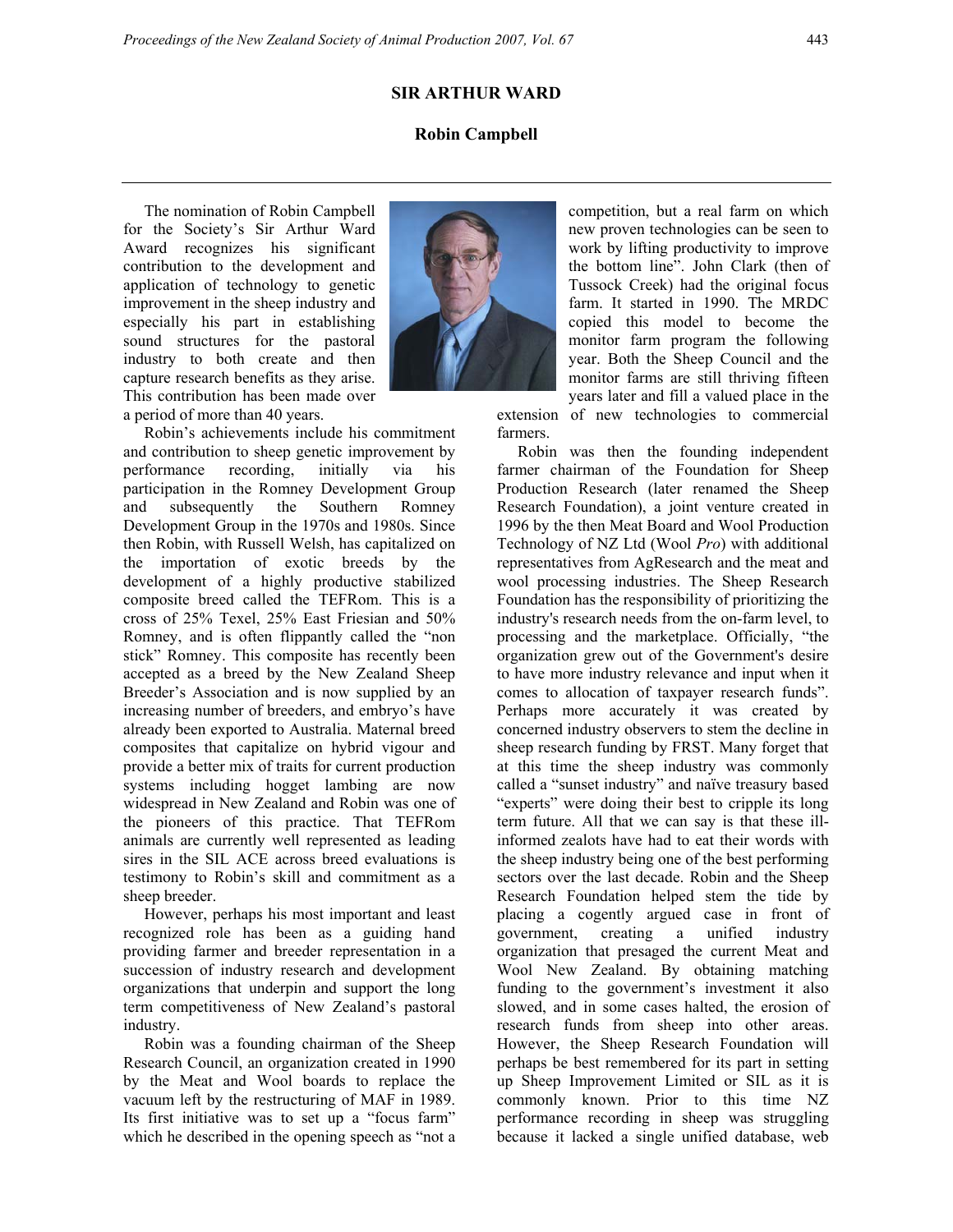## SIR ARTHUR WARD

### Robin Campbell

The nomination of Robin Campbell for the Society's Sir Arthur Ward Award recognizes his significant contribution to the development and application of technology to genetic improvement in the sheep industry and especially his part in establishing sound structures for the pastoral industry to both create and then capture research benefits as they arise. This contribution has been made over a period of more than 40 years.

Robin's achievements include his commitment and contribution to sheep genetic improvement by performance recording, initially via his participation in the Romney Development Group and subsequently the Southern Romney Development Group in the 1970s and 1980s. Since then Robin, with Russell Welsh, has capitalized on the importation of exotic breeds by the development of a highly productive stabilized composite breed called the TEFRom. This is a cross of 25% Texel, 25% East Friesian and 50% Romney, and is often flippantly called the "non stick" Romney. This composite has recently been accepted as a breed by the New Zealand Sheep Breeder's Association and is now supplied by an increasing number of breeders, and embryo's have already been exported to Australia. Maternal breed composites that capitalize on hybrid vigour and provide a better mix of traits for current production systems including hogget lambing are now widespread in New Zealand and Robin was one of the pioneers of this practice. That TEFRom animals are currently well represented as leading sires in the SIL ACE across breed evaluations is testimony to Robin's skill and commitment as a sheep breeder.

However, perhaps his most important and least recognized role has been as a guiding hand providing farmer and breeder representation in a succession of industry research and development organizations that underpin and support the long term competitiveness of New Zealand's pastoral industry.

Robin was a founding chairman of the Sheep Research Council, an organization created in 1990 by the Meat and Wool boards to replace the vacuum left by the restructuring of MAF in 1989. Its first initiative was to set up a "focus farm" which he described in the opening speech as "not a competition, but a real farm on which new proven technologies can be seen to work by lifting productivity to improve the bottom line". John Clark (then of Tussock Creek) had the original focus farm. It started in 1990. The MRDC copied this model to become the monitor farm program the following year. Both the Sheep Council and the monitor farms are still thriving fifteen years later and fill a valued place in the extension of new technologies to commercial farmers.

Robin was then the founding independent farmer chairman of the Foundation for Sheep Production Research (later renamed the Sheep Research Foundation), a joint venture created in 1996 by the then Meat Board and Wool Production Technology of NZ Ltd (Wool *Pro*) with additional representatives from AgResearch and the meat and wool processing industries. The Sheep Research Foundation has the responsibility of prioritizing the industry's research needs from the on-farm level, to processing and the marketplace. Officially, "the organization grew out of the Government's desire to have more industry relevance and input when it comes to allocation of taxpayer research funds". Perhaps more accurately it was created by concerned industry observers to stem the decline in sheep research funding by FRST. Many forget that at this time the sheep industry was commonly called a "sunset industry" and naïve treasury based "experts" were doing their best to cripple its long term future. All that we can say is that these ill-informed zealots have had to eat their words with the sheep industry being one of the best performing sectors over the last decade. Robin and the Sheep Research Foundation helped stem the tide by placing a cogently argued case in front of government, creating a unified industry organization that presaged the current Meat and Wool New Zealand. By obtaining matching funding to the government's investment it also slowed, and in some cases halted, the erosion of research funds from sheep into other areas. However, the Sheep Research Foundation will perhaps be best remembered for its part in setting up Sheep Improvement Limited or SIL as it is commonly known. Prior to this time NZ performance recording in sheep was struggling because it lacked a single unified database, web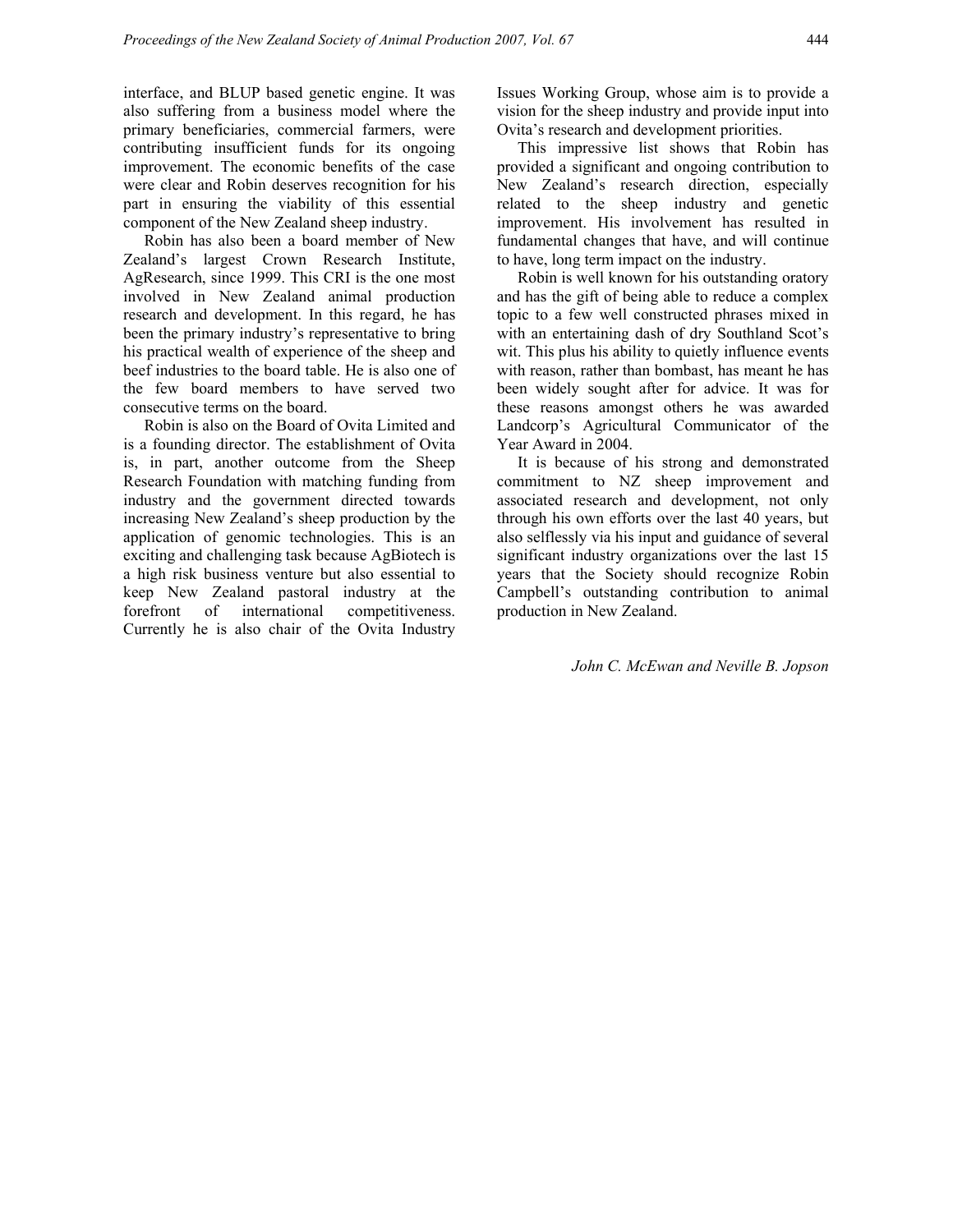interface, and BLUP based genetic engine. It was also suffering from a business model where the primary beneficiaries, commercial farmers, were contributing insufficient funds for its ongoing improvement. The economic benefits of the case were clear and Robin deserves recognition for his part in ensuring the viability of this essential component of the New Zealand sheep industry.

Robin has also been a board member of New Zealand's largest Crown Research Institute, AgResearch, since 1999. This CRI is the one most involved in New Zealand animal production research and development. In this regard, he has been the primary industry's representative to bring his practical wealth of experience of the sheep and beef industries to the board table. He is also one of the few board members to have served two consecutive terms on the board.

Robin is also on the Board of Ovita Limited and is a founding director. The establishment of Ovita is, in part, another outcome from the Sheep Research Foundation with matching funding from industry and the government directed towards increasing New Zealand's sheep production by the application of genomic technologies. This is an exciting and challenging task because AgBiotech is a high risk business venture but also essential to keep New Zealand pastoral industry at the forefront of international competitiveness. Currently he is also chair of the Ovita Industry Issues Working Group, whose aim is to provide a vision for the sheep industry and provide input into Ovita's research and development priorities.

This impressive list shows that Robin has provided a significant and ongoing contribution to New Zealand's research direction, especially related to the sheep industry and genetic improvement. His involvement has resulted in fundamental changes that have, and will continue to have, long term impact on the industry.

Robin is well known for his outstanding oratory and has the gift of being able to reduce a complex topic to a few well constructed phrases mixed in with an entertaining dash of dry Southland Scot's wit. This plus his ability to quietly influence events with reason, rather than bombast, has meant he has been widely sought after for advice. It was for these reasons amongst others he was awarded Landcorp's Agricultural Communicator of the Year Award in 2004.

It is because of his strong and demonstrated commitment to NZ sheep improvement and associated research and development, not only through his own efforts over the last 40 years, but also selflessly via his input and guidance of several significant industry organizations over the last 15 years that the Society should recognize Robin Campbell's outstanding contribution to animal production in New Zealand.

*John C. McEwan and Neville B. Jopson*